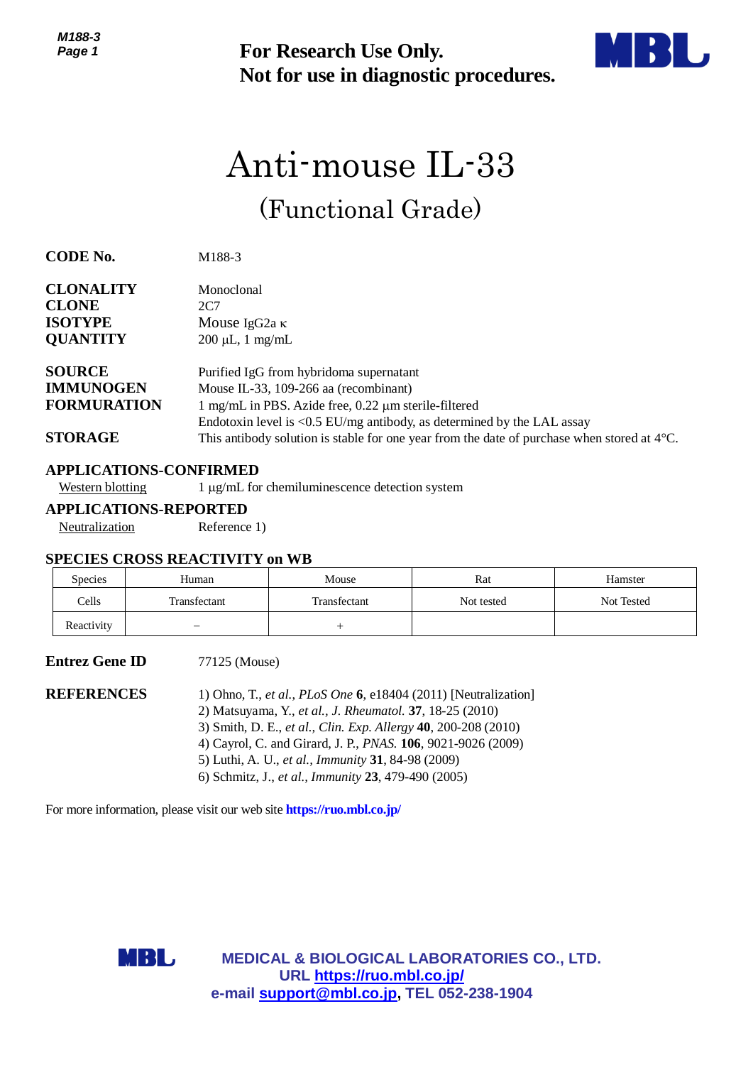**For Research Use Only.**
**Not for use in diagnostic procedures.**

# Anti-mouse IL-33

## (Functional Grade)

**CODE No.** M188-3

**CLONALITY** Monoclonal
**CLONE** 2C7
**ISOTYPE** Mouse IgG2a κ
**QUANTITY** 200 µL, 1 mg/mL

**SOURCE** Purified IgG from hybridoma supernatant
**IMMUNOGEN** Mouse IL-33, 109-266 aa (recombinant)
**FORMURATION** 1 mg/mL in PBS. Azide free, 0.22 µm sterile-filtered
Endotoxin level is <0.5 EU/mg antibody, as determined by the LAL assay
**STORAGE** This antibody solution is stable for one year from the date of purchase when stored at 4°C.

**APPLICATIONS-CONFIRMED**
Western blotting 1 µg/mL for chemiluminescence detection system

**APPLICATIONS-REPORTED**
Neutralization Reference 1)

**SPECIES CROSS REACTIVITY on WB**

| Species | Human | Mouse | Rat | Hamster |
|---|---|---|---|---|
| Cells | Transfectant | Transfectant | Not tested | Not Tested |
| Reactivity | – | + | | |

**Entrez Gene ID** 77125 (Mouse)

**REFERENCES**
1) Ohno, T., *et al.*, *PLoS One* **6**, e18404 (2011) [Neutralization]
2) Matsuyama, Y., *et al.*, *J. Rheumatol.* **37**, 18-25 (2010)
3) Smith, D. E., *et al.*, *Clin. Exp. Allergy* **40**, 200-208 (2010)
4) Cayrol, C. and Girard, J. P., *PNAS.* **106**, 9021-9026 (2009)
5) Luthi, A. U., *et al.*, *Immunity* **31**, 84-98 (2009)
6) Schmitz, J., *et al.*, *Immunity* **23**, 479-490 (2005)

For more information, please visit our web site **https://ruo.mbl.co.jp/**

**MEDICAL & BIOLOGICAL LABORATORIES CO., LTD.**
**URL https://ruo.mbl.co.jp/**
**e-mail support@mbl.co.jp, TEL 052-238-1904**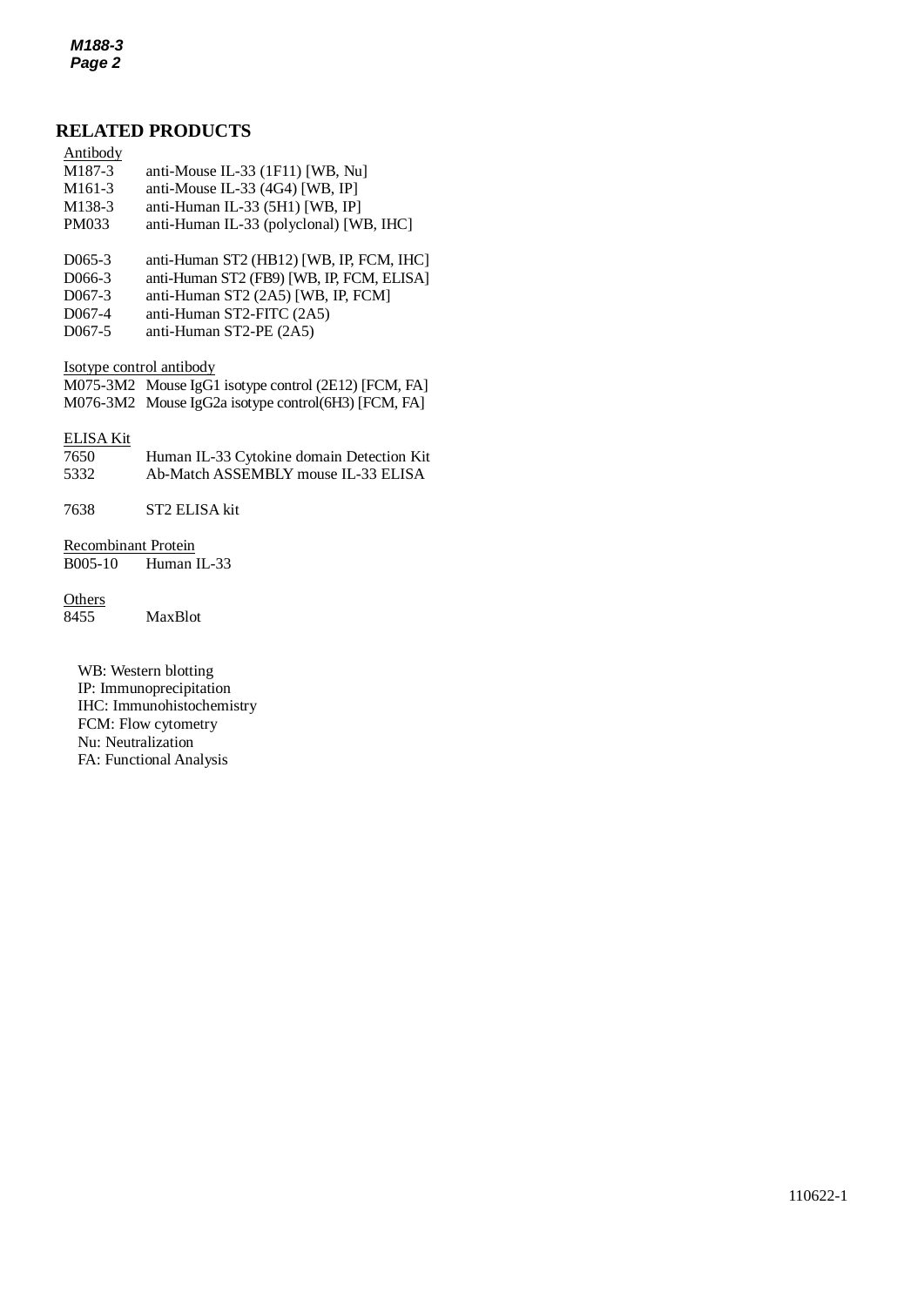## RELATED PRODUCTS

Antibody

M187-3 anti-Mouse IL-33 (1F11) [WB, Nu]
M161-3 anti-Mouse IL-33 (4G4) [WB, IP]
M138-3 anti-Human IL-33 (5H1) [WB, IP]
PM033 anti-Human IL-33 (polyclonal) [WB, IHC]

D065-3 anti-Human ST2 (HB12) [WB, IP, FCM, IHC]
D066-3 anti-Human ST2 (FB9) [WB, IP, FCM, ELISA]
D067-3 anti-Human ST2 (2A5) [WB, IP, FCM]
D067-4 anti-Human ST2-FITC (2A5)
D067-5 anti-Human ST2-PE (2A5)

Isotype control antibody

M075-3M2 Mouse IgG1 isotype control (2E12) [FCM, FA]
M076-3M2 Mouse IgG2a isotype control(6H3) [FCM, FA]

ELISA Kit

7650 Human IL-33 Cytokine domain Detection Kit
5332 Ab-Match ASSEMBLY mouse IL-33 ELISA

7638 ST2 ELISA kit

Recombinant Protein

B005-10 Human IL-33

Others

8455 MaxBlot

WB: Western blotting
IP: Immunoprecipitation
IHC: Immunohistochemistry
FCM: Flow cytometry
Nu: Neutralization
FA: Functional Analysis

110622-1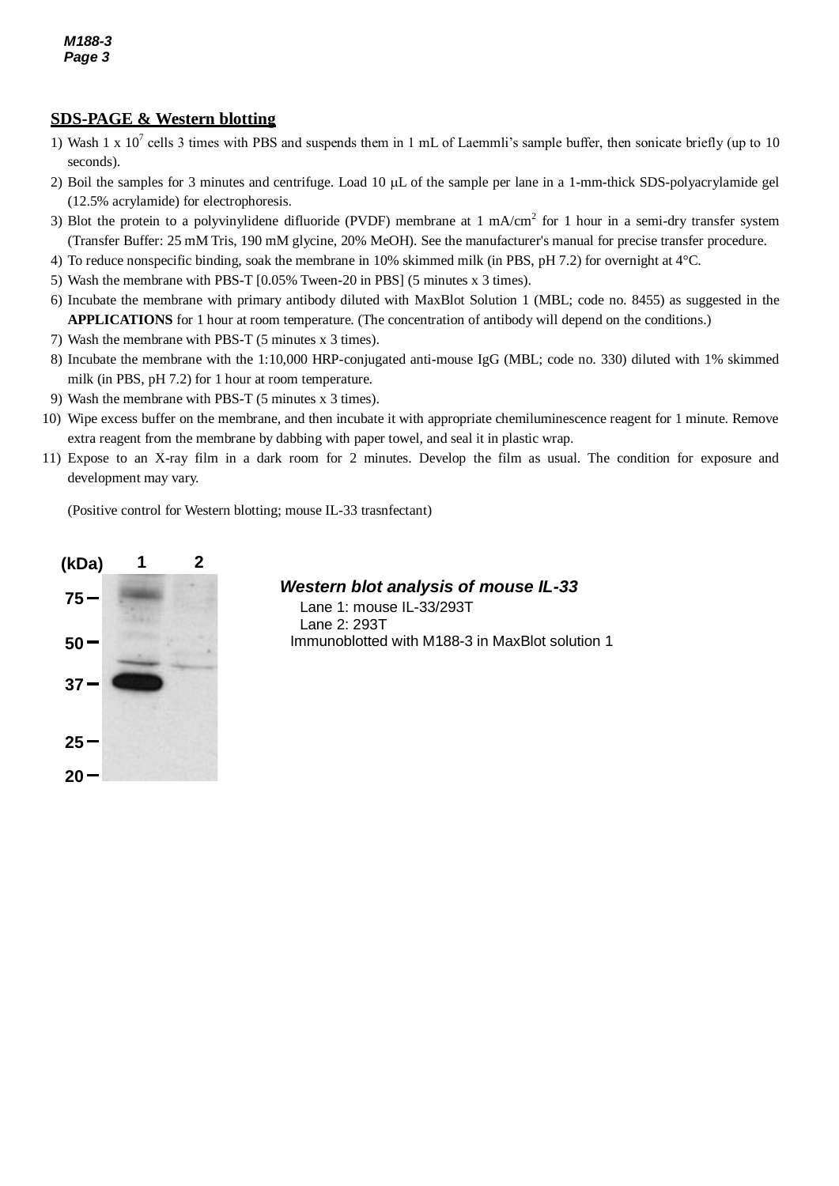## SDS-PAGE & Western blotting

1) Wash 1 x $10^7$ cells 3 times with PBS and suspends them in 1 mL of Laemmli's sample buffer, then sonicate briefly (up to 10 seconds).
2) Boil the samples for 3 minutes and centrifuge. Load 10 μL of the sample per lane in a 1-mm-thick SDS-polyacrylamide gel (12.5% acrylamide) for electrophoresis.
3) Blot the protein to a polyvinylidene difluoride (PVDF) membrane at 1 mA/$cm^2$ for 1 hour in a semi-dry transfer system (Transfer Buffer: 25 mM Tris, 190 mM glycine, 20% MeOH). See the manufacturer's manual for precise transfer procedure.
4) To reduce nonspecific binding, soak the membrane in 10% skimmed milk (in PBS, pH 7.2) for overnight at 4°C.
5) Wash the membrane with PBS-T [0.05% Tween-20 in PBS] (5 minutes x 3 times).
6) Incubate the membrane with primary antibody diluted with MaxBlot Solution 1 (MBL; code no. 8455) as suggested in the **APPLICATIONS** for 1 hour at room temperature. (The concentration of antibody will depend on the conditions.)
7) Wash the membrane with PBS-T (5 minutes x 3 times).
8) Incubate the membrane with the 1:10,000 HRP-conjugated anti-mouse IgG (MBL; code no. 330) diluted with 1% skimmed milk (in PBS, pH 7.2) for 1 hour at room temperature.
9) Wash the membrane with PBS-T (5 minutes x 3 times).
10) Wipe excess buffer on the membrane, and then incubate it with appropriate chemiluminescence reagent for 1 minute. Remove extra reagent from the membrane by dabbing with paper towel, and seal it in plastic wrap.
11) Expose to an X-ray film in a dark room for 2 minutes. Develop the film as usual. The condition for exposure and development may vary.

(Positive control for Western blotting; mouse IL-33 trasnfectant)

(kDa) 1 2
75
50
37
25
20

***Western blot analysis of mouse IL-33***

Lane 1: mouse IL-33/293T
Lane 2: 293T
Immunoblotted with M188-3 in MaxBlot solution 1